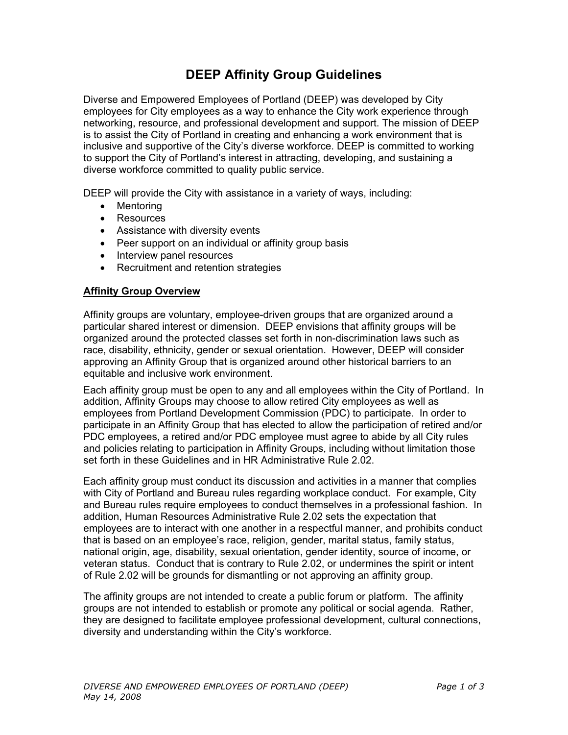# DEEP Affinity Group Guidelines

Diverse and Empowered Employees of Portland (DEEP) was developed by City employees for City employees as a way to enhance the City work experience through networking, resource, and professional development and support. The mission of DEEP is to assist the City of Portland in creating and enhancing a work environment that is inclusive and supportive of the City's diverse workforce. DEEP is committed to working to support the City of Portland's interest in attracting, developing, and sustaining a diverse workforce committed to quality public service.

DEEP will provide the City with assistance in a variety of ways, including:

- Mentoring
- Resources
- Assistance with diversity events
- Peer support on an individual or affinity group basis
- Interview panel resources
- Recruitment and retention strategies

## Affinity Group Overview

Affinity groups are voluntary, employee-driven groups that are organized around a particular shared interest or dimension. DEEP envisions that affinity groups will be organized around the protected classes set forth in non-discrimination laws such as race, disability, ethnicity, gender or sexual orientation. However, DEEP will consider approving an Affinity Group that is organized around other historical barriers to an equitable and inclusive work environment.

Each affinity group must be open to any and all employees within the City of Portland. In addition, Affinity Groups may choose to allow retired City employees as well as employees from Portland Development Commission (PDC) to participate. In order to participate in an Affinity Group that has elected to allow the participation of retired and/or PDC employees, a retired and/or PDC employee must agree to abide by all City rules and policies relating to participation in Affinity Groups, including without limitation those set forth in these Guidelines and in HR Administrative Rule 2.02.

Each affinity group must conduct its discussion and activities in a manner that complies with City of Portland and Bureau rules regarding workplace conduct. For example, City and Bureau rules require employees to conduct themselves in a professional fashion. In addition, Human Resources Administrative Rule 2.02 sets the expectation that employees are to interact with one another in a respectful manner, and prohibits conduct that is based on an employee's race, religion, gender, marital status, family status, national origin, age, disability, sexual orientation, gender identity, source of income, or veteran status. Conduct that is contrary to Rule 2.02, or undermines the spirit or intent of Rule 2.02 will be grounds for dismantling or not approving an affinity group.

The affinity groups are not intended to create a public forum or platform. The affinity groups are not intended to establish or promote any political or social agenda. Rather, they are designed to facilitate employee professional development, cultural connections, diversity and understanding within the City's workforce.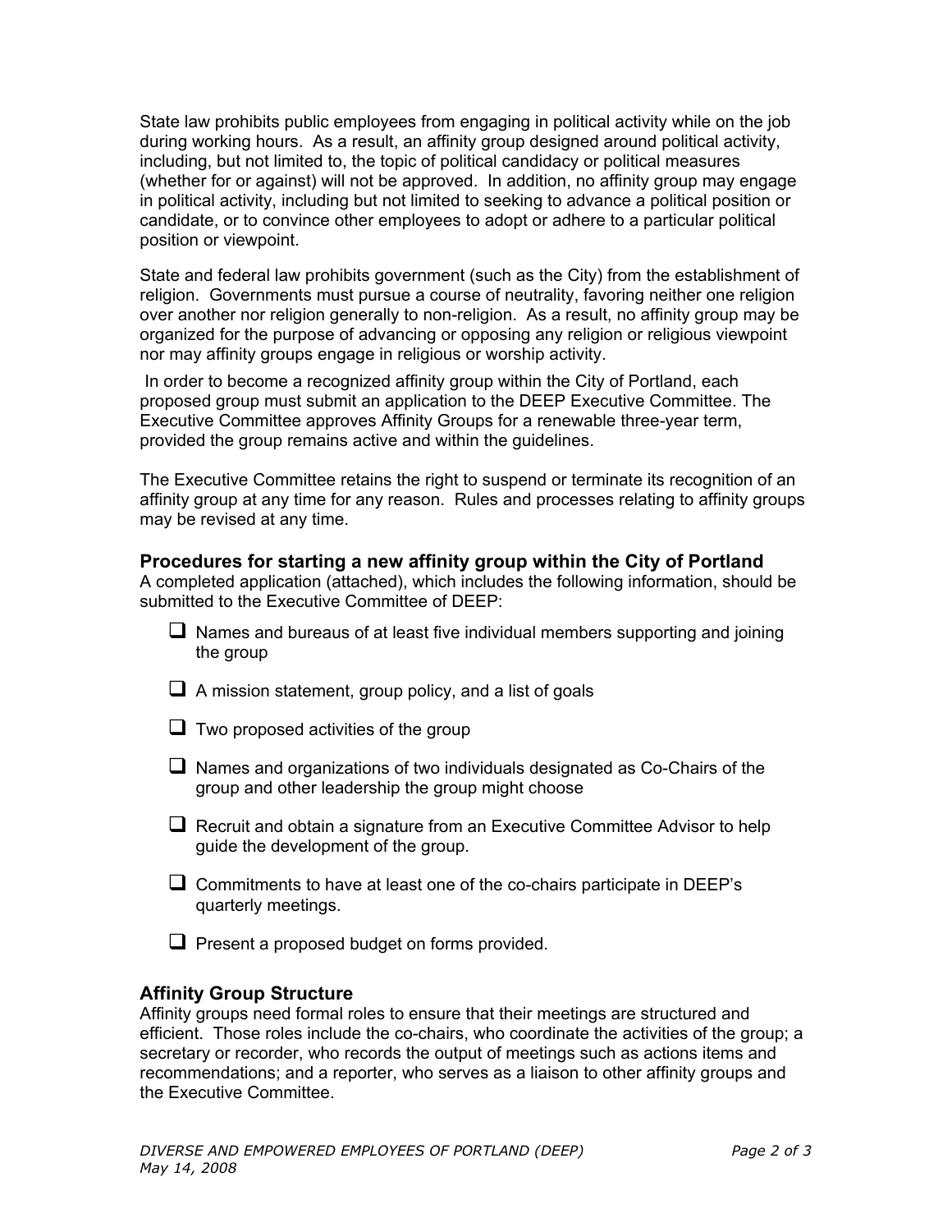State law prohibits public employees from engaging in political activity while on the job during working hours. As a result, an affinity group designed around political activity, including, but not limited to, the topic of political candidacy or political measures (whether for or against) will not be approved. In addition, no affinity group may engage in political activity, including but not limited to seeking to advance a political position or candidate, or to convince other employees to adopt or adhere to a particular political position or viewpoint.

State and federal law prohibits government (such as the City) from the establishment of religion. Governments must pursue a course of neutrality, favoring neither one religion over another nor religion generally to non-religion. As a result, no affinity group may be organized for the purpose of advancing or opposing any religion or religious viewpoint nor may affinity groups engage in religious or worship activity.

In order to become a recognized affinity group within the City of Portland, each proposed group must submit an application to the DEEP Executive Committee. The Executive Committee approves Affinity Groups for a renewable three-year term, provided the group remains active and within the guidelines.

The Executive Committee retains the right to suspend or terminate its recognition of an affinity group at any time for any reason. Rules and processes relating to affinity groups may be revised at any time.

### Procedures for starting a new affinity group within the City of Portland

A completed application (attached), which includes the following information, should be submitted to the Executive Committee of DEEP:

- ❑ Names and bureaus of at least five individual members supporting and joining the group
- ❑ A mission statement, group policy, and a list of goals
- ❑ Two proposed activities of the group
- ❑ Names and organizations of two individuals designated as Co-Chairs of the group and other leadership the group might choose
- ❑ Recruit and obtain a signature from an Executive Committee Advisor to help guide the development of the group.
- ❑ Commitments to have at least one of the co-chairs participate in DEEP's quarterly meetings.
- ❑ Present a proposed budget on forms provided.

### Affinity Group Structure

Affinity groups need formal roles to ensure that their meetings are structured and efficient. Those roles include the co-chairs, who coordinate the activities of the group; a secretary or recorder, who records the output of meetings such as actions items and recommendations; and a reporter, who serves as a liaison to other affinity groups and the Executive Committee.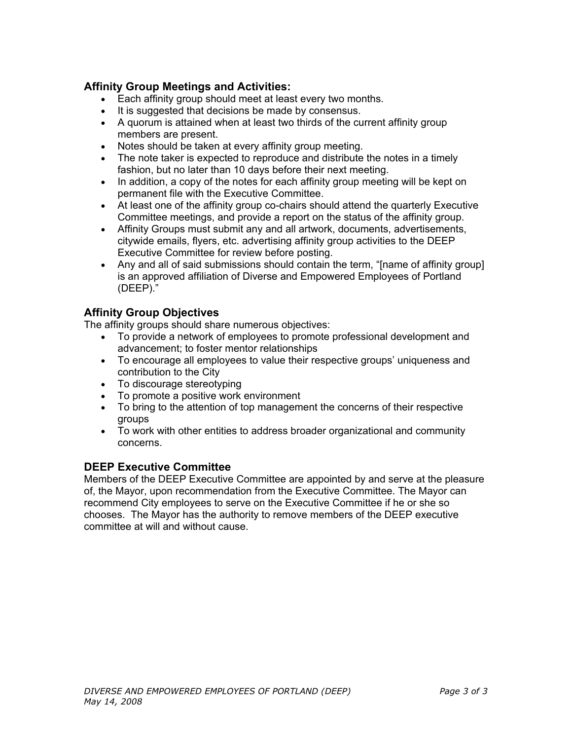### **Affinity Group Meetings and Activities:**

- Each affinity group should meet at least every two months.
- It is suggested that decisions be made by consensus.
- A quorum is attained when at least two thirds of the current affinity group members are present.
- Notes should be taken at every affinity group meeting.
- The note taker is expected to reproduce and distribute the notes in a timely fashion, but no later than 10 days before their next meeting.
- In addition, a copy of the notes for each affinity group meeting will be kept on permanent file with the Executive Committee.
- At least one of the affinity group co-chairs should attend the quarterly Executive Committee meetings, and provide a report on the status of the affinity group.
- Affinity Groups must submit any and all artwork, documents, advertisements, citywide emails, flyers, etc. advertising affinity group activities to the DEEP Executive Committee for review before posting.
- Any and all of said submissions should contain the term, "[name of affinity group] is an approved affiliation of Diverse and Empowered Employees of Portland (DEEP)."

## **Affinity Group Objectives**

The affinity groups should share numerous objectives:

- To provide a network of employees to promote professional development and advancement; to foster mentor relationships
- To encourage all employees to value their respective groups' uniqueness and contribution to the City
- To discourage stereotyping
- To promote a positive work environment
- To bring to the attention of top management the concerns of their respective groups
- To work with other entities to address broader organizational and community concerns.

## **DEEP Executive Committee**

Members of the DEEP Executive Committee are appointed by and serve at the pleasure of, the Mayor, upon recommendation from the Executive Committee. The Mayor can recommend City employees to serve on the Executive Committee if he or she so chooses. The Mayor has the authority to remove members of the DEEP executive committee at will and without cause.